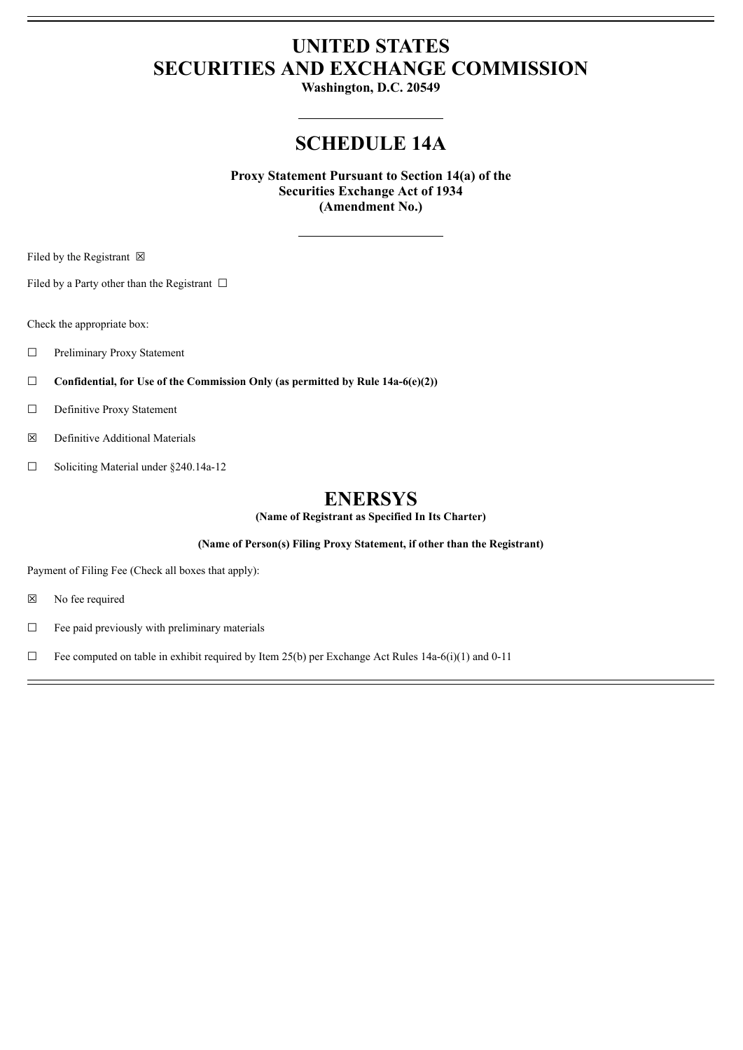# UNITED STATES
# SECURITIES AND EXCHANGE COMMISSION

**Washington, D.C. 20549**

## SCHEDULE 14A

**Proxy Statement Pursuant to Section 14(a) of the Securities Exchange Act of 1934 (Amendment No.)**

Filed by the Registrant ☒

Filed by a Party other than the Registrant ☐

Check the appropriate box:

☐ Preliminary Proxy Statement

☐ **Confidential, for Use of the Commission Only (as permitted by Rule 14a-6(e)(2))**

☐ Definitive Proxy Statement

☒ Definitive Additional Materials

☐ Soliciting Material under §240.14a-12

## ENERSYS

**(Name of Registrant as Specified In Its Charter)**

**(Name of Person(s) Filing Proxy Statement, if other than the Registrant)**

Payment of Filing Fee (Check all boxes that apply):

☒ No fee required

☐ Fee paid previously with preliminary materials

☐ Fee computed on table in exhibit required by Item 25(b) per Exchange Act Rules 14a-6(i)(1) and 0-11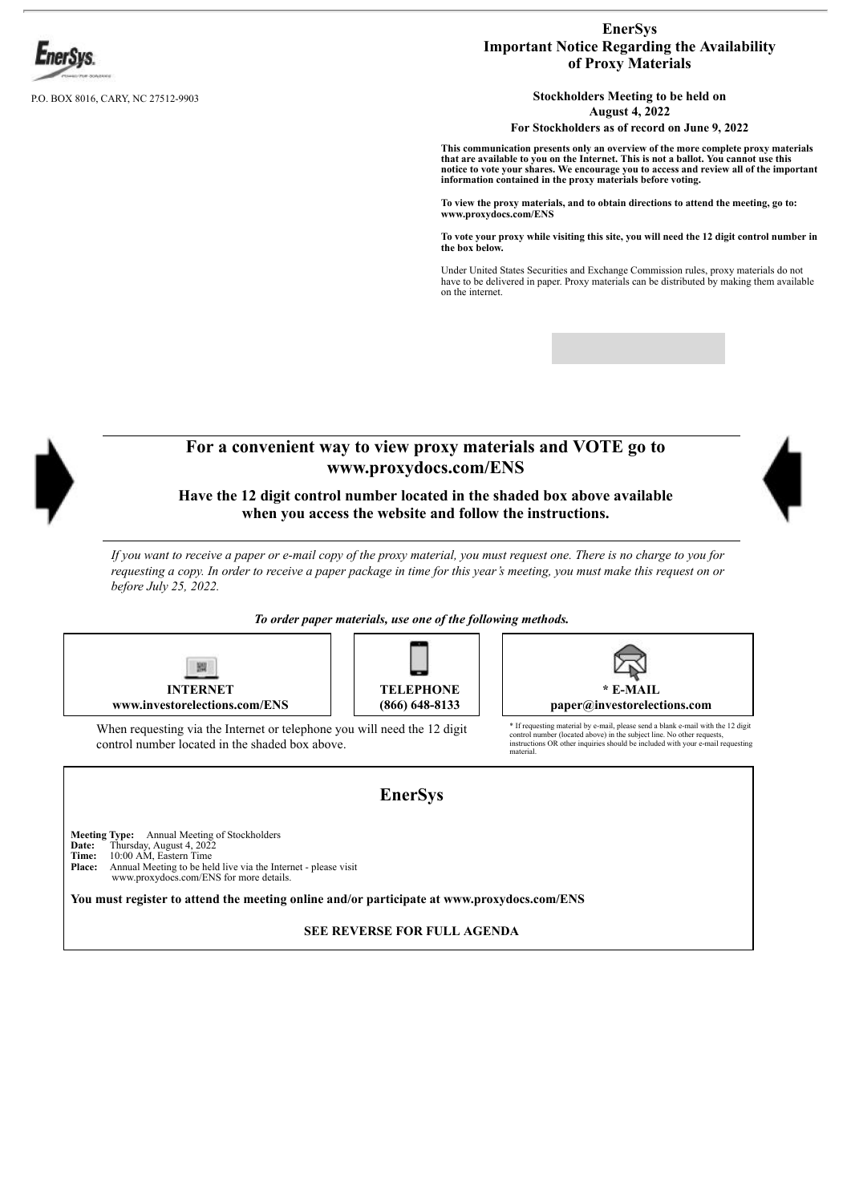P.O. BOX 8016, CARY, NC 27512-9903

# EnerSys
## Important Notice Regarding the Availability of Proxy Materials

**Stockholders Meeting to be held on August 4, 2022**

**For Stockholders as of record on June 9, 2022**

**This communication presents only an overview of the more complete proxy materials that are available to you on the Internet. This is not a ballot. You cannot use this notice to vote your shares. We encourage you to access and review all of the important information contained in the proxy materials before voting.**

**To view the proxy materials, and to obtain directions to attend the meeting, go to: www.proxydocs.com/ENS**

**To vote your proxy while visiting this site, you will need the 12 digit control number in the box below.**

Under United States Securities and Exchange Commission rules, proxy materials do not have to be delivered in paper. Proxy materials can be distributed by making them available on the internet.

## For a convenient way to view proxy materials and VOTE go to www.proxydocs.com/ENS

**Have the 12 digit control number located in the shaded box above available when you access the website and follow the instructions.**

*If you want to receive a paper or e-mail copy of the proxy material, you must request one. There is no charge to you for requesting a copy. In order to receive a paper package in time for this year's meeting, you must make this request on or before July 25, 2022.*

***To order paper materials, use one of the following methods.***

| **INTERNET** | **TELEPHONE** | *** E-MAIL** |
|---|---|---|
| **www.investorelections.com/ENS** | **(866) 648-8133** | **paper@investorelections.com** |

When requesting via the Internet or telephone you will need the 12 digit control number located in the shaded box above.

* If requesting material by e-mail, please send a blank e-mail with the 12 digit control number (located above) in the subject line. No other requests, instructions OR other inquiries should be included with your e-mail requesting material.

## EnerSys

**Meeting Type:** Annual Meeting of Stockholders
**Date:** Thursday, August 4, 2022
**Time:** 10:00 AM, Eastern Time
**Place:** Annual Meeting to be held live via the Internet - please visit www.proxydocs.com/ENS for more details.

**You must register to attend the meeting online and/or participate at www.proxydocs.com/ENS**

**SEE REVERSE FOR FULL AGENDA**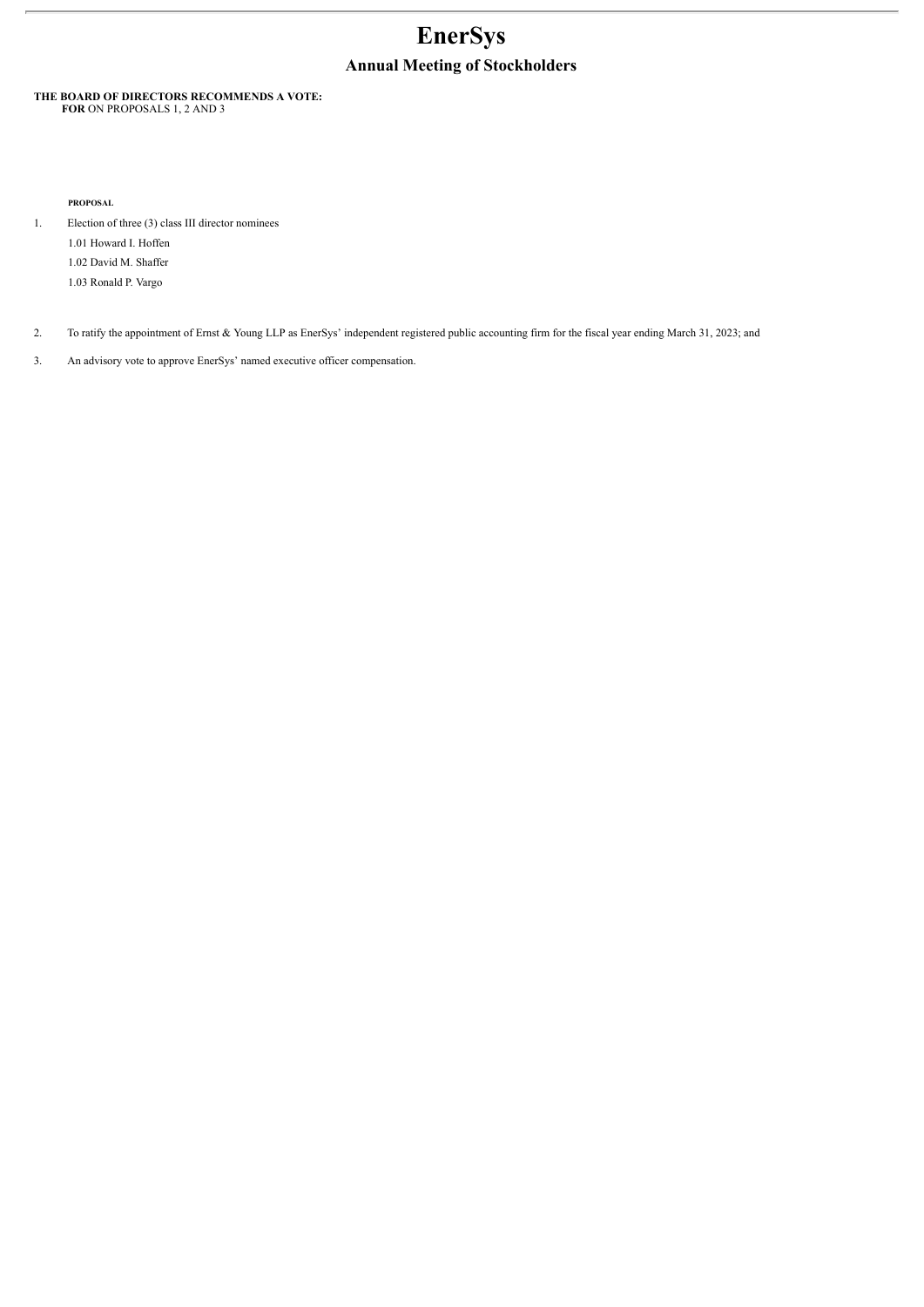# EnerSys

## Annual Meeting of Stockholders

**THE BOARD OF DIRECTORS RECOMMENDS A VOTE:**
**FOR** ON PROPOSALS 1, 2 AND 3

**PROPOSAL**

1. Election of three (3) class III director nominees
   - 1.01 Howard I. Hoffen
   - 1.02 David M. Shaffer
   - 1.03 Ronald P. Vargo

2. To ratify the appointment of Ernst & Young LLP as EnerSys' independent registered public accounting firm for the fiscal year ending March 31, 2023; and

3. An advisory vote to approve EnerSys' named executive officer compensation.